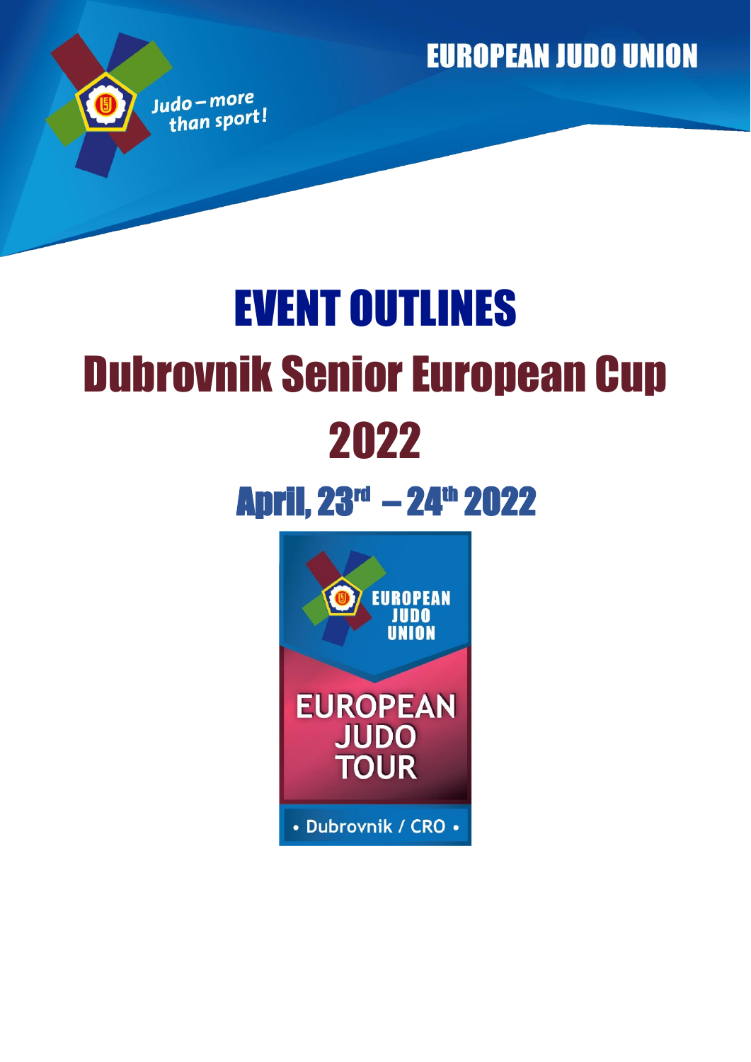EUROPEAN JUDO UNION

Judo – more than sport!

# EVENT OUTLINES

# Dubrovnik Senior European Cup 2022

## April, 23rd – 24th 2022

EUROPEAN JUDO UNION

EUROPEAN JUDO TOUR

• Dubrovnik / CRO •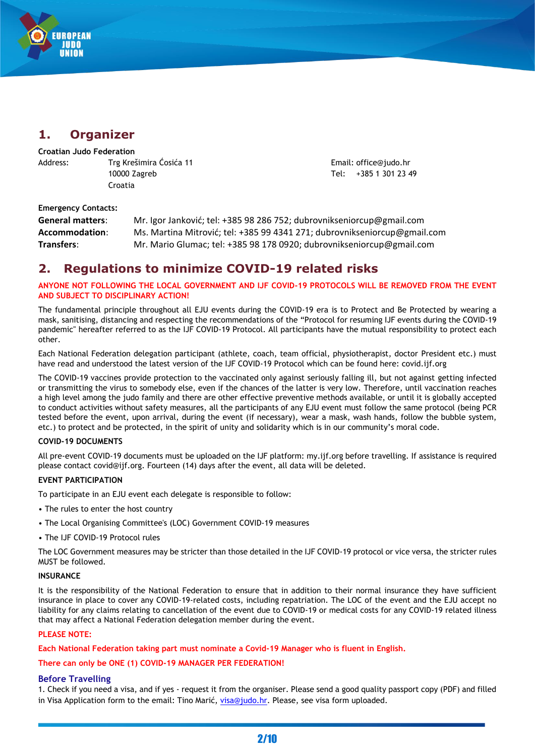## 1. Organizer

**Croatian Judo Federation**

Address: Trg Krešimira Ćosića 11
10000 Zagreb
Croatia

Email: office@judo.hr
Tel: +385 1 301 23 49

**Emergency Contacts:**

**General matters**: Mr. Igor Janković; tel: +385 98 286 752; dubrovnikseniorcup@gmail.com
**Accommodation**: Ms. Martina Mitrović; tel: +385 99 4341 271; dubrovnikseniorcup@gmail.com
**Transfers**: Mr. Mario Glumac; tel: +385 98 178 0920; dubrovnikseniorcup@gmail.com

## 2. Regulations to minimize COVID-19 related risks

**ANYONE NOT FOLLOWING THE LOCAL GOVERNMENT AND IJF COVID-19 PROTOCOLS WILL BE REMOVED FROM THE EVENT AND SUBJECT TO DISCIPLINARY ACTION!**

The fundamental principle throughout all EJU events during the COVID-19 era is to Protect and Be Protected by wearing a mask, sanitising, distancing and respecting the recommendations of the "Protocol for resuming IJF events during the COVID-19 pandemic" hereafter referred to as the IJF COVID-19 Protocol. All participants have the mutual responsibility to protect each other.

Each National Federation delegation participant (athlete, coach, team official, physiotherapist, doctor President etc.) must have read and understood the latest version of the IJF COVID-19 Protocol which can be found here: covid.ijf.org

The COVID-19 vaccines provide protection to the vaccinated only against seriously falling ill, but not against getting infected or transmitting the virus to somebody else, even if the chances of the latter is very low. Therefore, until vaccination reaches a high level among the judo family and there are other effective preventive methods available, or until it is globally accepted to conduct activities without safety measures, all the participants of any EJU event must follow the same protocol (being PCR tested before the event, upon arrival, during the event (if necessary), wear a mask, wash hands, follow the bubble system, etc.) to protect and be protected, in the spirit of unity and solidarity which is in our community's moral code.

**COVID-19 DOCUMENTS**

All pre-event COVID-19 documents must be uploaded on the IJF platform: my.ijf.org before travelling. If assistance is required please contact covid@ijf.org. Fourteen (14) days after the event, all data will be deleted.

**EVENT PARTICIPATION**

To participate in an EJU event each delegate is responsible to follow:

- The rules to enter the host country
- The Local Organising Committee's (LOC) Government COVID-19 measures
- The IJF COVID-19 Protocol rules

The LOC Government measures may be stricter than those detailed in the IJF COVID-19 protocol or vice versa, the stricter rules MUST be followed.

**INSURANCE**

It is the responsibility of the National Federation to ensure that in addition to their normal insurance they have sufficient insurance in place to cover any COVID-19-related costs, including repatriation. The LOC of the event and the EJU accept no liability for any claims relating to cancellation of the event due to COVID-19 or medical costs for any COVID-19 related illness that may affect a National Federation delegation member during the event.

**PLEASE NOTE:**

**Each National Federation taking part must nominate a Covid-19 Manager who is fluent in English.**

**There can only be ONE (1) COVID-19 MANAGER PER FEDERATION!**

### Before Travelling

1. Check if you need a visa, and if yes - request it from the organiser. Please send a good quality passport copy (PDF) and filled in Visa Application form to the email: Tino Marić, visa@judo.hr. Please, see visa form uploaded.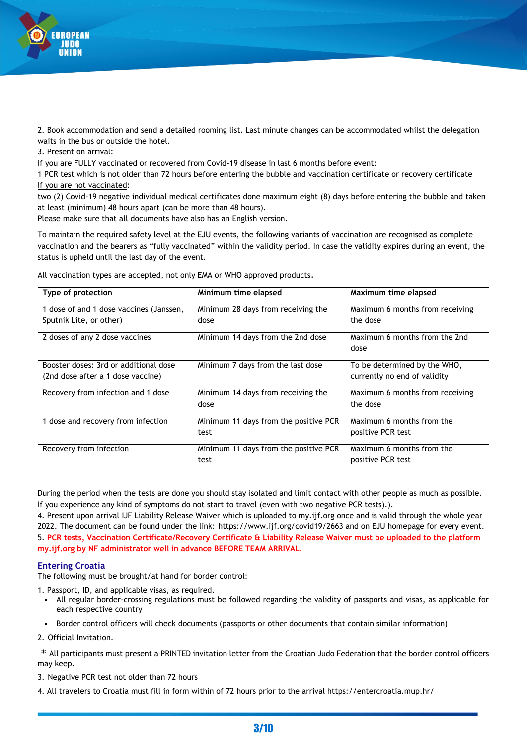2. Book accommodation and send a detailed rooming list. Last minute changes can be accommodated whilst the delegation waits in the bus or outside the hotel.
3. Present on arrival:
<u>If you are FULLY vaccinated or recovered from Covid-19 disease in last 6 months before event</u>:
1 PCR test which is not older than 72 hours before entering the bubble and vaccination certificate or recovery certificate
<u>If you are not vaccinated</u>:
two (2) Covid-19 negative individual medical certificates done maximum eight (8) days before entering the bubble and taken at least (minimum) 48 hours apart (can be more than 48 hours).
Please make sure that all documents have also has an English version.

To maintain the required safety level at the EJU events, the following variants of vaccination are recognised as complete vaccination and the bearers as "fully vaccinated" within the validity period. In case the validity expires during an event, the status is upheld until the last day of the event.

All vaccination types are accepted, not only EMA or WHO approved products.

| Type of protection | Minimum time elapsed | Maximum time elapsed |
|---|---|---|
| 1 dose of and 1 dose vaccines (Janssen, Sputnik Lite, or other) | Minimum 28 days from receiving the dose | Maximum 6 months from receiving the dose |
| 2 doses of any 2 dose vaccines | Minimum 14 days from the 2nd dose | Maximum 6 months from the 2nd dose |
| Booster doses: 3rd or additional dose (2nd dose after a 1 dose vaccine) | Minimum 7 days from the last dose | To be determined by the WHO, currently no end of validity |
| Recovery from infection and 1 dose | Minimum 14 days from receiving the dose | Maximum 6 months from receiving the dose |
| 1 dose and recovery from infection | Minimum 11 days from the positive PCR test | Maximum 6 months from the positive PCR test |
| Recovery from infection | Minimum 11 days from the positive PCR test | Maximum 6 months from the positive PCR test |

During the period when the tests are done you should stay isolated and limit contact with other people as much as possible.
If you experience any kind of symptoms do not start to travel (even with two negative PCR tests).).
4. Present upon arrival IJF Liability Release Waiver which is uploaded to my.ijf.org once and is valid through the whole year 2022. The document can be found under the link: https://www.ijf.org/covid19/2663 and on EJU homepage for every event.
5. **PCR tests, Vaccination Certificate/Recovery Certificate & Liability Release Waiver must be uploaded to the platform my.ijf.org by NF administrator well in advance BEFORE TEAM ARRIVAL.**

## Entering Croatia

The following must be brought/at hand for border control:

1. Passport, ID, and applicable visas, as required.
   - All regular border-crossing regulations must be followed regarding the validity of passports and visas, as applicable for each respective country
   - Border control officers will check documents (passports or other documents that contain similar information)
2. Official Invitation.

\* All participants must present a PRINTED invitation letter from the Croatian Judo Federation that the border control officers may keep.

3. Negative PCR test not older than 72 hours
4. All travelers to Croatia must fill in form within of 72 hours prior to the arrival https://entercroatia.mup.hr/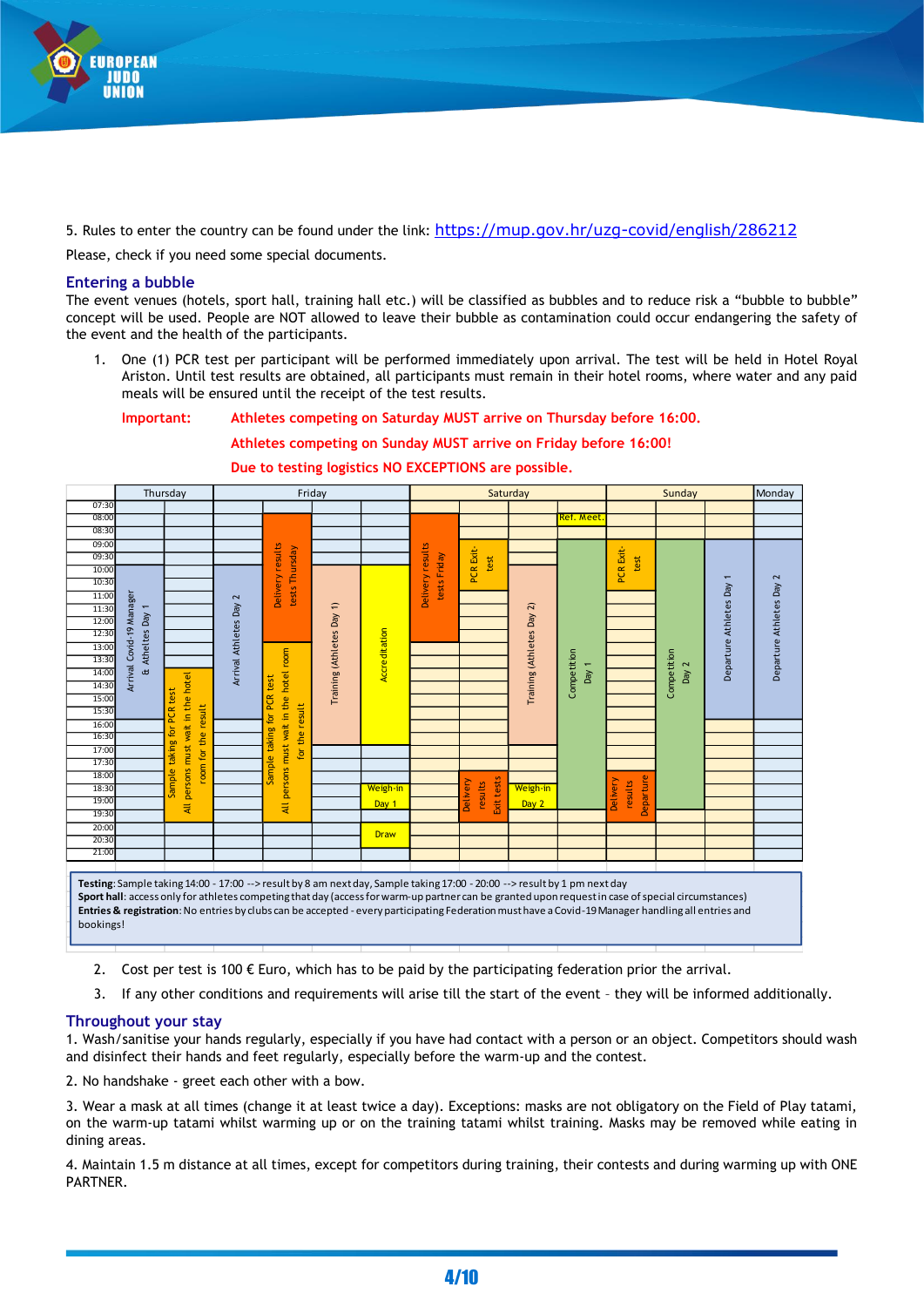5. Rules to enter the country can be found under the link: https://mup.gov.hr/uzg-covid/english/286212

Please, check if you need some special documents.

## Entering a bubble

The event venues (hotels, sport hall, training hall etc.) will be classified as bubbles and to reduce risk a "bubble to bubble" concept will be used. People are NOT allowed to leave their bubble as contamination could occur endangering the safety of the event and the health of the participants.

1. One (1) PCR test per participant will be performed immediately upon arrival. The test will be held in Hotel Royal Ariston. Until test results are obtained, all participants must remain in their hotel rooms, where water and any paid meals will be ensured until the receipt of the test results.

   **Important:** **Athletes competing on Saturday MUST arrive on Thursday before 16:00.**

   **Athletes competing on Sunday MUST arrive on Friday before 16:00!**

   **Due to testing logistics NO EXCEPTIONS are possible.**

Thursday | Friday | Saturday | Sunday | Monday

07:30, 08:00, 08:30, 09:00, 09:30, 10:00, 10:30, 11:00, 11:30, 12:00, 12:30, 13:00, 13:30, 14:00, 14:30, 15:00, 15:30, 16:00, 16:30, 17:00, 17:30, 18:00, 18:30, 19:00, 19:30, 20:00, 20:30, 21:00

Arrival Covid-19 Manager & Atheltes Day 1

Sample taking for PCR test All persons must wait in the hotel room for the result

Arrival Athletes Day 2

Delivery results tests Thursday

Sample taking for PCR test All persons must wait in the hotel room for the result

Training (Athletes Day 1)

Accreditation

Weigh-in Day 1

Draw

Delivery results tests Friday

PCR Exit-test

Delivery results Exit tests

Training (Athletes Day 2)

Weigh-in Day 2

Ref. Meet.

Competition Day 1

PCR Exit-test

Delivery results Departure

Competition Day 2

Departure Athletes Day 1

Departure Athletes Day 2

**Testing**: Sample taking 14:00 - 17:00 --> result by 8 am next day, Sample taking 17:00 - 20:00 --> result by 1 pm next day
**Sport hall**: access only for athletes competing that day (access for warm-up partner can be granted upon request in case of special circumstances)
**Entries & registration**: No entries by clubs can be accepted - every participating Federation must have a Covid-19 Manager handling all entries and bookings!

2. Cost per test is 100 € Euro, which has to be paid by the participating federation prior the arrival.
3. If any other conditions and requirements will arise till the start of the event – they will be informed additionally.

## Throughout your stay

1. Wash/sanitise your hands regularly, especially if you have had contact with a person or an object. Competitors should wash and disinfect their hands and feet regularly, especially before the warm-up and the contest.

2. No handshake - greet each other with a bow.

3. Wear a mask at all times (change it at least twice a day). Exceptions: masks are not obligatory on the Field of Play tatami, on the warm-up tatami whilst warming up or on the training tatami whilst training. Masks may be removed while eating in dining areas.

4. Maintain 1.5 m distance at all times, except for competitors during training, their contests and during warming up with ONE PARTNER.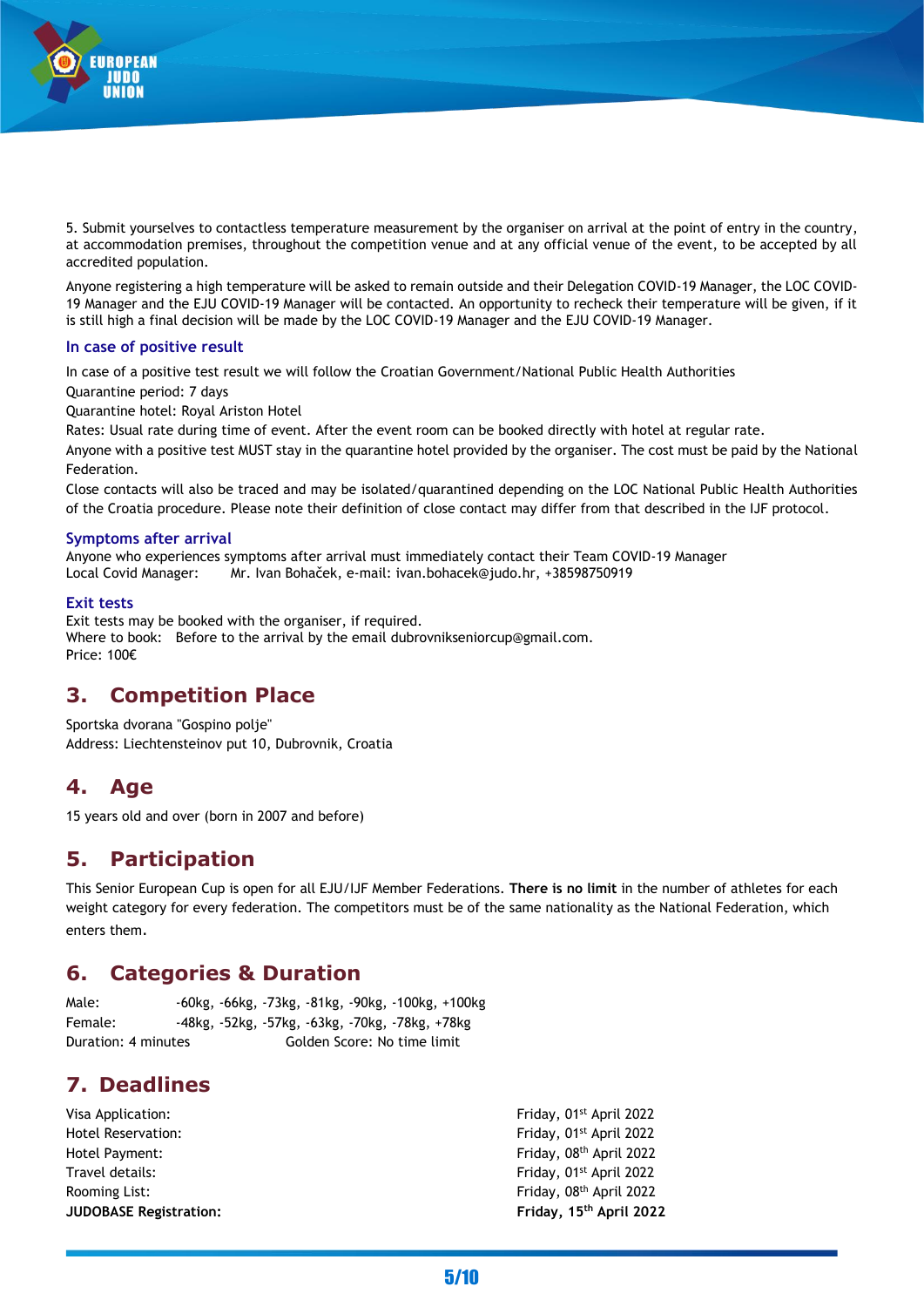5. Submit yourselves to contactless temperature measurement by the organiser on arrival at the point of entry in the country, at accommodation premises, throughout the competition venue and at any official venue of the event, to be accepted by all accredited population.

Anyone registering a high temperature will be asked to remain outside and their Delegation COVID-19 Manager, the LOC COVID-19 Manager and the EJU COVID-19 Manager will be contacted. An opportunity to recheck their temperature will be given, if it is still high a final decision will be made by the LOC COVID-19 Manager and the EJU COVID-19 Manager.

### In case of positive result

In case of a positive test result we will follow the Croatian Government/National Public Health Authorities

Quarantine period: 7 days

Quarantine hotel: Royal Ariston Hotel

Rates: Usual rate during time of event. After the event room can be booked directly with hotel at regular rate.

Anyone with a positive test MUST stay in the quarantine hotel provided by the organiser. The cost must be paid by the National Federation.

Close contacts will also be traced and may be isolated/quarantined depending on the LOC National Public Health Authorities of the Croatia procedure. Please note their definition of close contact may differ from that described in the IJF protocol.

### Symptoms after arrival

Anyone who experiences symptoms after arrival must immediately contact their Team COVID-19 Manager
Local Covid Manager: Mr. Ivan Bohaček, e-mail: ivan.bohacek@judo.hr, +38598750919

### Exit tests

Exit tests may be booked with the organiser, if required.
Where to book: Before to the arrival by the email dubrovnikseniorcup@gmail.com.
Price: 100€

## 3. Competition Place

Sportska dvorana "Gospino polje"
Address: Liechtensteinov put 10, Dubrovnik, Croatia

## 4. Age

15 years old and over (born in 2007 and before)

## 5. Participation

This Senior European Cup is open for all EJU/IJF Member Federations. **There is no limit** in the number of athletes for each weight category for every federation. The competitors must be of the same nationality as the National Federation, which enters them.

## 6. Categories & Duration

Male: -60kg, -66kg, -73kg, -81kg, -90kg, -100kg, +100kg
Female: -48kg, -52kg, -57kg, -63kg, -70kg, -78kg, +78kg
Duration: 4 minutes Golden Score: No time limit

## 7. Deadlines

| | |
|---|---|
| Visa Application: | Friday, 01st April 2022 |
| Hotel Reservation: | Friday, 01st April 2022 |
| Hotel Payment: | Friday, 08th April 2022 |
| Travel details: | Friday, 01st April 2022 |
| Rooming List: | Friday, 08th April 2022 |
| **JUDOBASE Registration:** | **Friday, 15th April 2022** |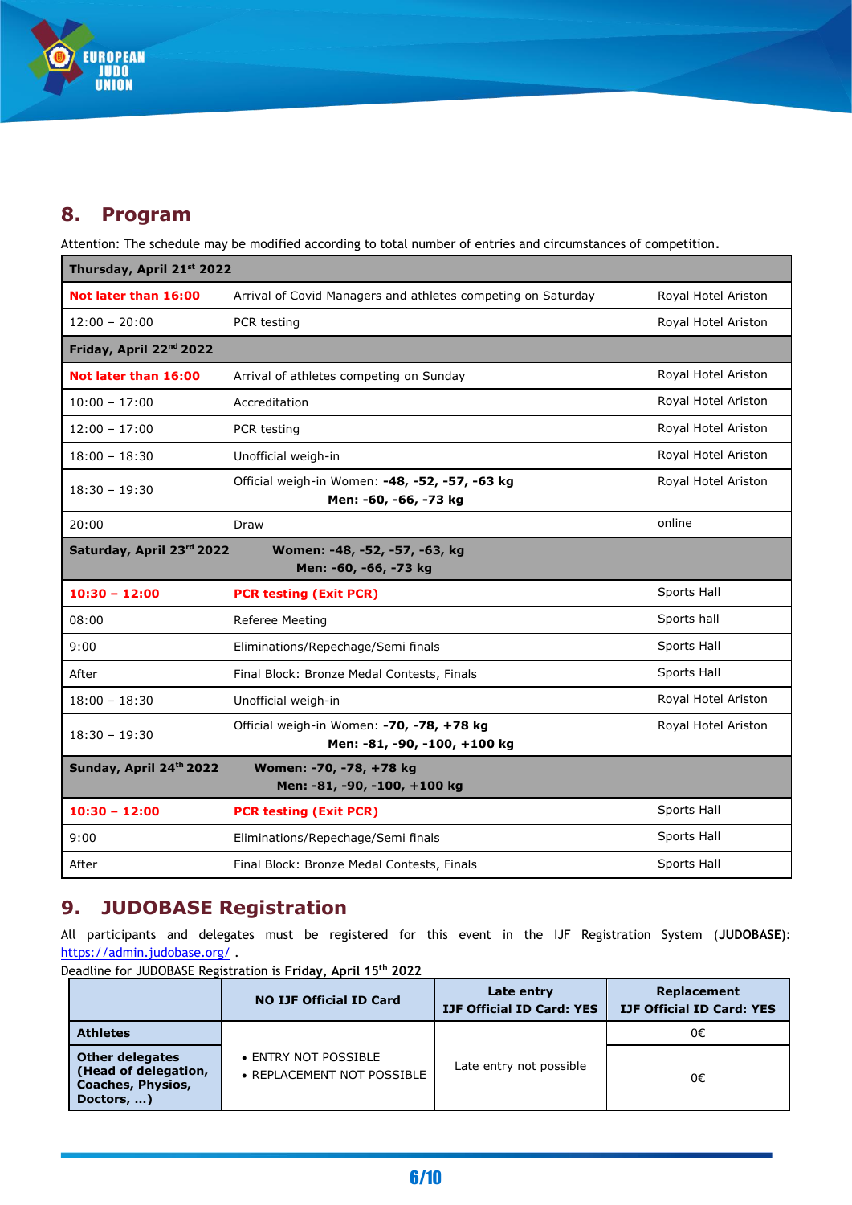## 8. Program

Attention: The schedule may be modified according to total number of entries and circumstances of competition.

| | | |
|---|---|---|
| **Thursday, April 21st 2022** | | |
| **Not later than 16:00** | Arrival of Covid Managers and athletes competing on Saturday | Royal Hotel Ariston |
| 12:00 – 20:00 | PCR testing | Royal Hotel Ariston |
| **Friday, April 22nd 2022** | | |
| **Not later than 16:00** | Arrival of athletes competing on Sunday | Royal Hotel Ariston |
| 10:00 – 17:00 | Accreditation | Royal Hotel Ariston |
| 12:00 – 17:00 | PCR testing | Royal Hotel Ariston |
| 18:00 – 18:30 | Unofficial weigh-in | Royal Hotel Ariston |
| 18:30 – 19:30 | Official weigh-in Women: **-48, -52, -57, -63 kg** **Men: -60, -66, -73 kg** | Royal Hotel Ariston |
| 20:00 | Draw | online |
| **Saturday, April 23rd 2022** | **Women: -48, -52, -57, -63, kg** **Men: -60, -66, -73 kg** | |
| **10:30 – 12:00** | **PCR testing (Exit PCR)** | Sports Hall |
| 08:00 | Referee Meeting | Sports hall |
| 9:00 | Eliminations/Repechage/Semi finals | Sports Hall |
| After | Final Block: Bronze Medal Contests, Finals | Sports Hall |
| 18:00 – 18:30 | Unofficial weigh-in | Royal Hotel Ariston |
| 18:30 – 19:30 | Official weigh-in Women: **-70, -78, +78 kg** **Men: -81, -90, -100, +100 kg** | Royal Hotel Ariston |
| **Sunday, April 24th 2022** | **Women: -70, -78, +78 kg** **Men: -81, -90, -100, +100 kg** | |
| **10:30 – 12:00** | **PCR testing (Exit PCR)** | Sports Hall |
| 9:00 | Eliminations/Repechage/Semi finals | Sports Hall |
| After | Final Block: Bronze Medal Contests, Finals | Sports Hall |

## 9. JUDOBASE Registration

All participants and delegates must be registered for this event in the IJF Registration System (**JUDOBASE**): https://admin.judobase.org/ .

Deadline for JUDOBASE Registration is **Friday, April 15th 2022**

| | NO IJF Official ID Card | Late entry IJF Official ID Card: YES | Replacement IJF Official ID Card: YES |
|---|---|---|---|
| **Athletes** | • ENTRY NOT POSSIBLE • REPLACEMENT NOT POSSIBLE | Late entry not possible | 0€ |
| **Other delegates (Head of delegation, Coaches, Physios, Doctors, …)** | | | 0€ |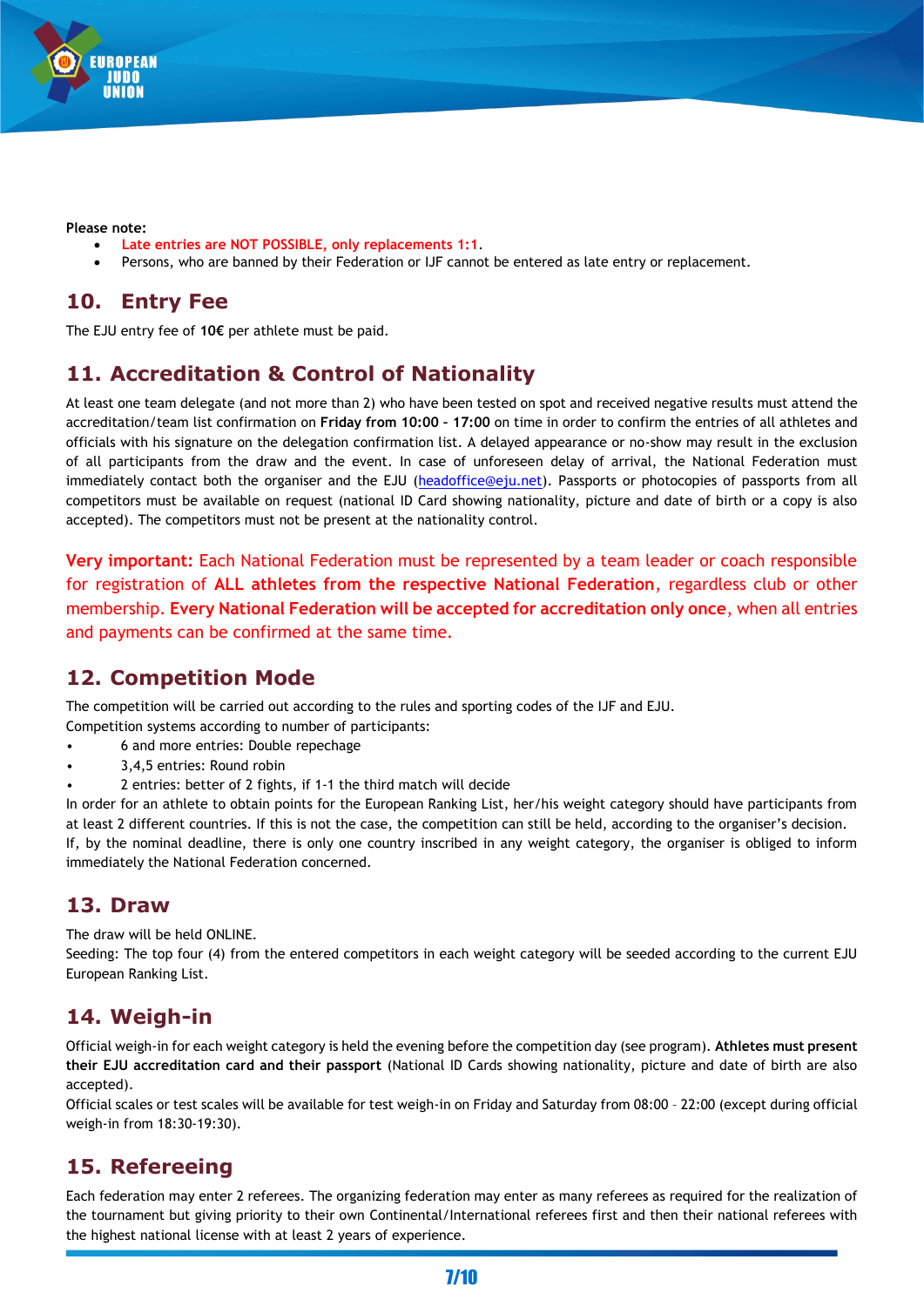**Please note:**

- **Late entries are NOT POSSIBLE, only replacements 1:1**.
- Persons, who are banned by their Federation or IJF cannot be entered as late entry or replacement.

## 10. Entry Fee

The EJU entry fee of **10€** per athlete must be paid.

## 11. Accreditation & Control of Nationality

At least one team delegate (and not more than 2) who have been tested on spot and received negative results must attend the accreditation/team list confirmation on **Friday from 10:00 – 17:00** on time in order to confirm the entries of all athletes and officials with his signature on the delegation confirmation list. A delayed appearance or no-show may result in the exclusion of all participants from the draw and the event. In case of unforeseen delay of arrival, the National Federation must immediately contact both the organiser and the EJU (headoffice@eju.net). Passports or photocopies of passports from all competitors must be available on request (national ID Card showing nationality, picture and date of birth or a copy is also accepted). The competitors must not be present at the nationality control.

**Very important:** Each National Federation must be represented by a team leader or coach responsible for registration of **ALL athletes from the respective National Federation**, regardless club or other membership. **Every National Federation will be accepted for accreditation only once**, when all entries and payments can be confirmed at the same time.

## 12. Competition Mode

The competition will be carried out according to the rules and sporting codes of the IJF and EJU.
Competition systems according to number of participants:

- 6 and more entries: Double repechage
- 3,4,5 entries: Round robin
- 2 entries: better of 2 fights, if 1-1 the third match will decide

In order for an athlete to obtain points for the European Ranking List, her/his weight category should have participants from at least 2 different countries. If this is not the case, the competition can still be held, according to the organiser's decision.
If, by the nominal deadline, there is only one country inscribed in any weight category, the organiser is obliged to inform immediately the National Federation concerned.

## 13. Draw

The draw will be held ONLINE.
Seeding: The top four (4) from the entered competitors in each weight category will be seeded according to the current EJU European Ranking List.

## 14. Weigh-in

Official weigh-in for each weight category is held the evening before the competition day (see program). **Athletes must present their EJU accreditation card and their passport** (National ID Cards showing nationality, picture and date of birth are also accepted).
Official scales or test scales will be available for test weigh-in on Friday and Saturday from 08:00 – 22:00 (except during official weigh-in from 18:30-19:30).

## 15. Refereeing

Each federation may enter 2 referees. The organizing federation may enter as many referees as required for the realization of the tournament but giving priority to their own Continental/International referees first and then their national referees with the highest national license with at least 2 years of experience.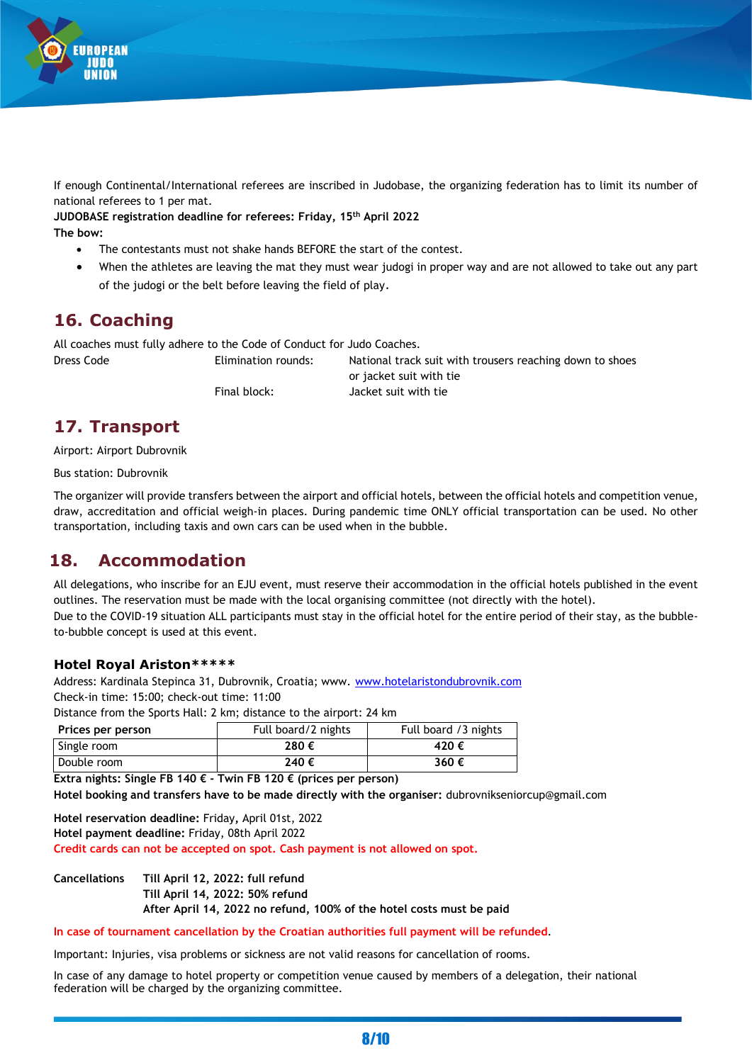If enough Continental/International referees are inscribed in Judobase, the organizing federation has to limit its number of national referees to 1 per mat.

**JUDOBASE registration deadline for referees: Friday, 15th April 2022**

**The bow:**

- The contestants must not shake hands BEFORE the start of the contest.
- When the athletes are leaving the mat they must wear judogi in proper way and are not allowed to take out any part of the judogi or the belt before leaving the field of play.

## 16. Coaching

All coaches must fully adhere to the Code of Conduct for Judo Coaches.

| | | |
|---|---|---|
| Dress Code | Elimination rounds: | National track suit with trousers reaching down to shoes or jacket suit with tie |
| | Final block: | Jacket suit with tie |

## 17. Transport

Airport: Airport Dubrovnik

Bus station: Dubrovnik

The organizer will provide transfers between the airport and official hotels, between the official hotels and competition venue, draw, accreditation and official weigh-in places. During pandemic time ONLY official transportation can be used. No other transportation, including taxis and own cars can be used when in the bubble.

## 18. Accommodation

All delegations, who inscribe for an EJU event, must reserve their accommodation in the official hotels published in the event outlines. The reservation must be made with the local organising committee (not directly with the hotel).
Due to the COVID-19 situation ALL participants must stay in the official hotel for the entire period of their stay, as the bubble-to-bubble concept is used at this event.

### Hotel Royal Ariston*****

Address: Kardinala Stepinca 31, Dubrovnik, Croatia; www. www.hotelaristondubrovnik.com
Check-in time: 15:00; check-out time: 11:00
Distance from the Sports Hall: 2 km; distance to the airport: 24 km

| Prices per person | Full board/2 nights | Full board /3 nights |
|---|---|---|
| Single room | **280 €** | **420 €** |
| Double room | **240 €** | **360 €** |

**Extra nights: Single FB 140 € - Twin FB 120 € (prices per person)**
**Hotel booking and transfers have to be made directly with the organiser:** dubrovnikseniorcup@gmail.com

**Hotel reservation deadline:** Friday, April 01st, 2022
**Hotel payment deadline:** Friday, 08th April 2022
**Credit cards can not be accepted on spot. Cash payment is not allowed on spot.**

**Cancellations** **Till April 12, 2022: full refund**
**Till April 14, 2022: 50% refund**
**After April 14, 2022 no refund, 100% of the hotel costs must be paid**

**In case of tournament cancellation by the Croatian authorities full payment will be refunded.**

Important: Injuries, visa problems or sickness are not valid reasons for cancellation of rooms.

In case of any damage to hotel property or competition venue caused by members of a delegation, their national federation will be charged by the organizing committee.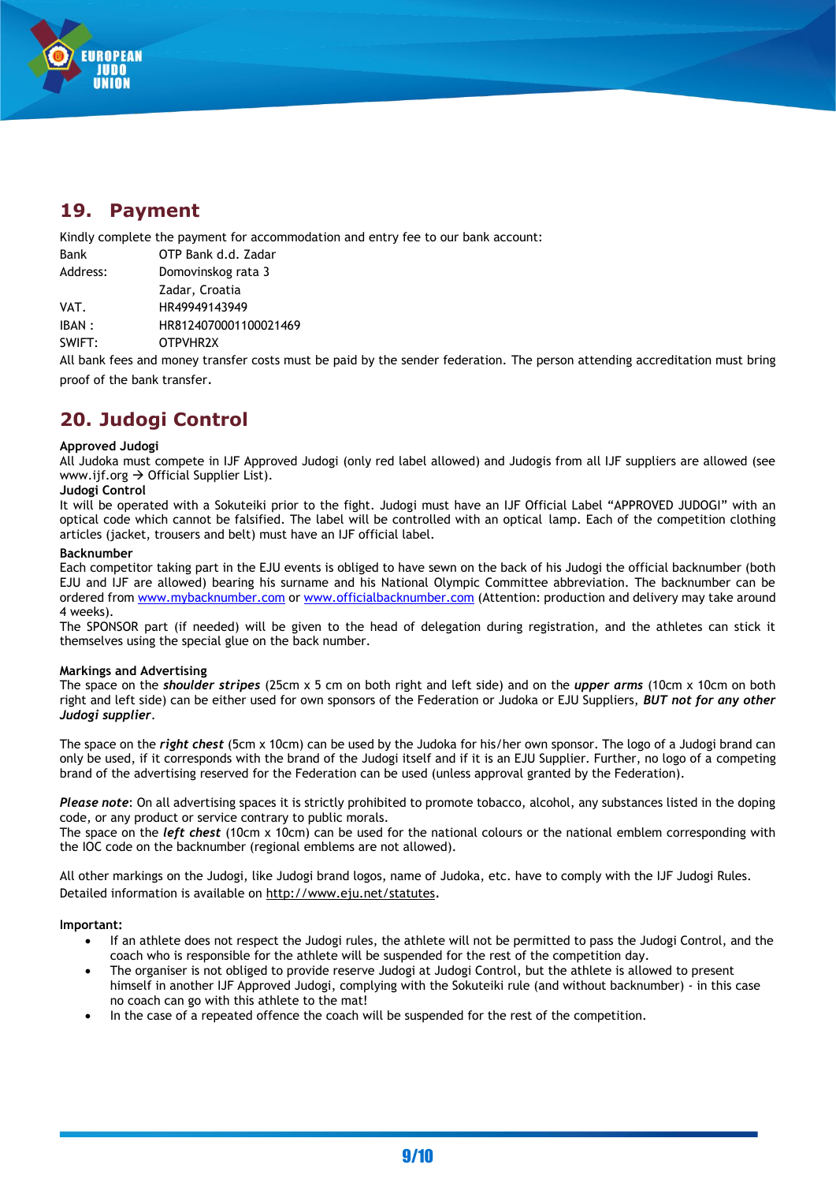## 19. Payment

Kindly complete the payment for accommodation and entry fee to our bank account:

| | |
|---|---|
| Bank | OTP Bank d.d. Zadar |
| Address: | Domovinskog rata 3 |
| | Zadar, Croatia |
| VAT. | HR49949143949 |
| IBAN : | HR8124070001100021469 |
| SWIFT: | OTPVHR2X |

All bank fees and money transfer costs must be paid by the sender federation. The person attending accreditation must bring proof of the bank transfer.

## 20. Judogi Control

**Approved Judogi**
All Judoka must compete in IJF Approved Judogi (only red label allowed) and Judogis from all IJF suppliers are allowed (see www.ijf.org → Official Supplier List).

**Judogi Control**
It will be operated with a Sokuteiki prior to the fight. Judogi must have an IJF Official Label "APPROVED JUDOGI" with an optical code which cannot be falsified. The label will be controlled with an optical lamp. Each of the competition clothing articles (jacket, trousers and belt) must have an IJF official label.

**Backnumber**
Each competitor taking part in the EJU events is obliged to have sewn on the back of his Judogi the official backnumber (both EJU and IJF are allowed) bearing his surname and his National Olympic Committee abbreviation. The backnumber can be ordered from www.mybacknumber.com or www.officialbacknumber.com (Attention: production and delivery may take around 4 weeks).
The SPONSOR part (if needed) will be given to the head of delegation during registration, and the athletes can stick it themselves using the special glue on the back number.

**Markings and Advertising**
The space on the ***shoulder stripes*** (25cm x 5 cm on both right and left side) and on the ***upper arms*** (10cm x 10cm on both right and left side) can be either used for own sponsors of the Federation or Judoka or EJU Suppliers, ***BUT not for any other Judogi supplier***.

The space on the ***right chest*** (5cm x 10cm) can be used by the Judoka for his/her own sponsor. The logo of a Judogi brand can only be used, if it corresponds with the brand of the Judogi itself and if it is an EJU Supplier. Further, no logo of a competing brand of the advertising reserved for the Federation can be used (unless approval granted by the Federation).

***Please note***: On all advertising spaces it is strictly prohibited to promote tobacco, alcohol, any substances listed in the doping code, or any product or service contrary to public morals.
The space on the ***left chest*** (10cm x 10cm) can be used for the national colours or the national emblem corresponding with the IOC code on the backnumber (regional emblems are not allowed).

All other markings on the Judogi, like Judogi brand logos, name of Judoka, etc. have to comply with the IJF Judogi Rules. Detailed information is available on http://www.eju.net/statutes.

**Important:**

- If an athlete does not respect the Judogi rules, the athlete will not be permitted to pass the Judogi Control, and the coach who is responsible for the athlete will be suspended for the rest of the competition day.
- The organiser is not obliged to provide reserve Judogi at Judogi Control, but the athlete is allowed to present himself in another IJF Approved Judogi, complying with the Sokuteiki rule (and without backnumber) - in this case no coach can go with this athlete to the mat!
- In the case of a repeated offence the coach will be suspended for the rest of the competition.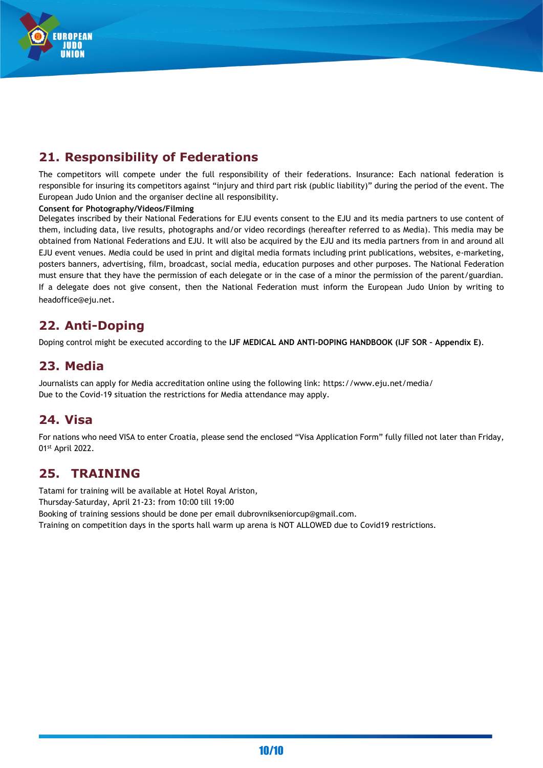## 21. Responsibility of Federations

The competitors will compete under the full responsibility of their federations. Insurance: Each national federation is responsible for insuring its competitors against "injury and third part risk (public liability)" during the period of the event. The European Judo Union and the organiser decline all responsibility.

**Consent for Photography/Videos/Filming**

Delegates inscribed by their National Federations for EJU events consent to the EJU and its media partners to use content of them, including data, live results, photographs and/or video recordings (hereafter referred to as Media). This media may be obtained from National Federations and EJU. It will also be acquired by the EJU and its media partners from in and around all EJU event venues. Media could be used in print and digital media formats including print publications, websites, e-marketing, posters banners, advertising, film, broadcast, social media, education purposes and other purposes. The National Federation must ensure that they have the permission of each delegate or in the case of a minor the permission of the parent/guardian. If a delegate does not give consent, then the National Federation must inform the European Judo Union by writing to headoffice@eju.net.

## 22. Anti-Doping

Doping control might be executed according to the **IJF MEDICAL AND ANTI-DOPING HANDBOOK (IJF SOR – Appendix E)**.

## 23. Media

Journalists can apply for Media accreditation online using the following link: https://www.eju.net/media/
Due to the Covid-19 situation the restrictions for Media attendance may apply.

## 24. Visa

For nations who need VISA to enter Croatia, please send the enclosed "Visa Application Form" fully filled not later than Friday, 01st April 2022.

## 25. TRAINING

Tatami for training will be available at Hotel Royal Ariston,
Thursday-Saturday, April 21-23: from 10:00 till 19:00
Booking of training sessions should be done per email dubrovnikseniorcup@gmail.com.
Training on competition days in the sports hall warm up arena is NOT ALLOWED due to Covid19 restrictions.